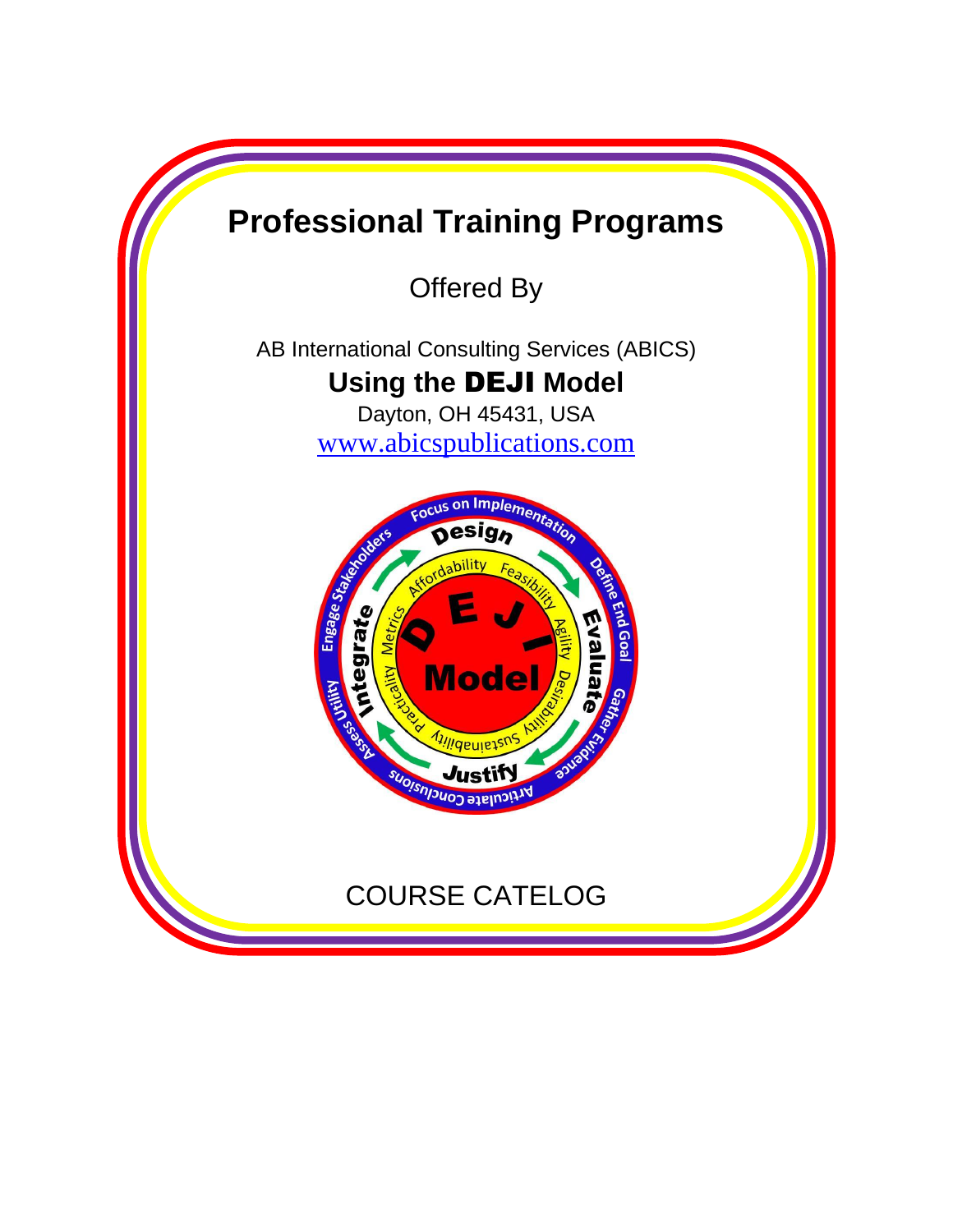# Professional Training Programs

Offered By

AB International Consulting Services (ABICS)

**Using the DEJI Model**

Dayton, OH 45431, USA

[www.abicspublications.com](http://www.abicspublications.com)

COURSE CATELOG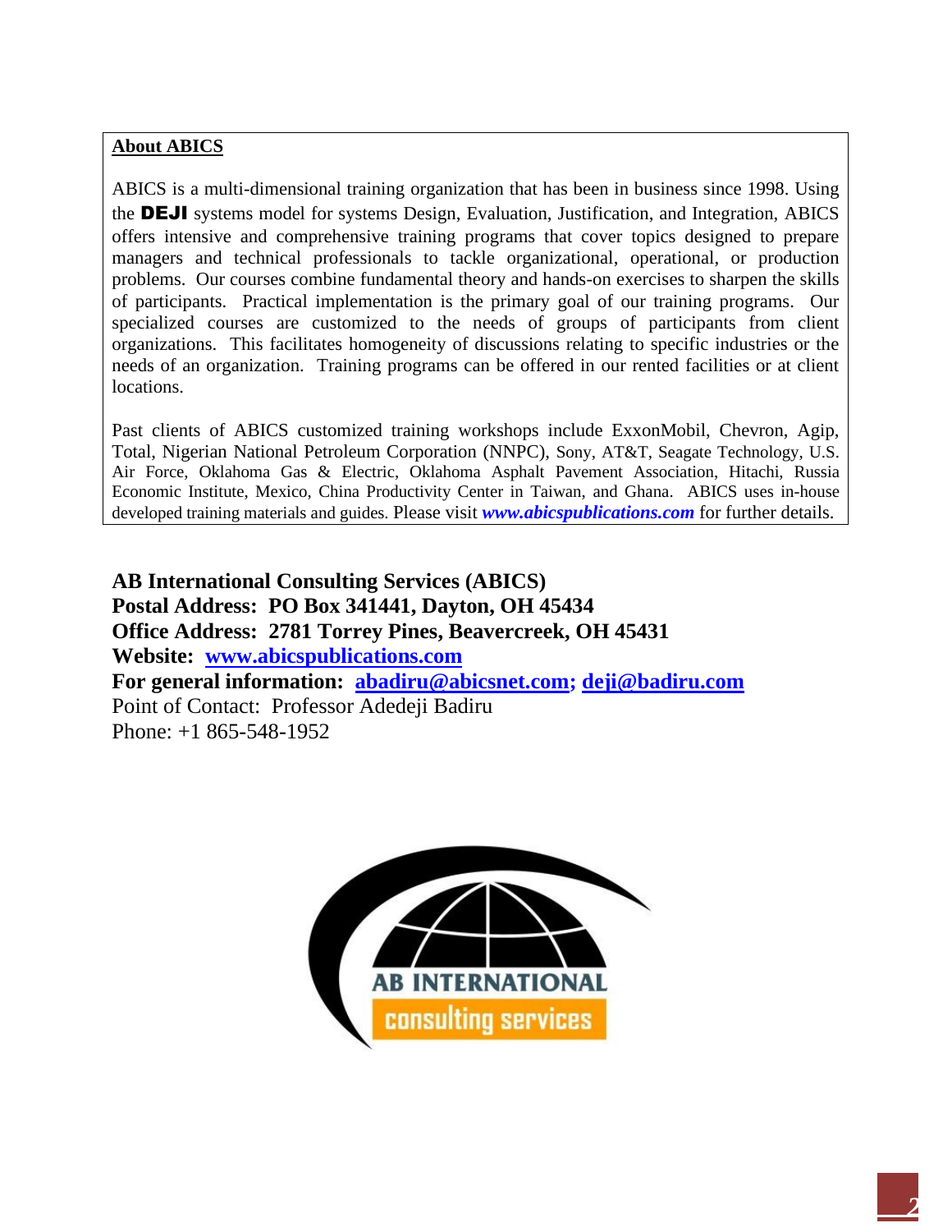**About ABICS**

ABICS is a multi-dimensional training organization that has been in business since 1998. Using the **DEJI** systems model for systems Design, Evaluation, Justification, and Integration, ABICS offers intensive and comprehensive training programs that cover topics designed to prepare managers and technical professionals to tackle organizational, operational, or production problems. Our courses combine fundamental theory and hands-on exercises to sharpen the skills of participants. Practical implementation is the primary goal of our training programs. Our specialized courses are customized to the needs of groups of participants from client organizations. This facilitates homogeneity of discussions relating to specific industries or the needs of an organization. Training programs can be offered in our rented facilities or at client locations.

Past clients of ABICS customized training workshops include ExxonMobil, Chevron, Agip, Total, Nigerian National Petroleum Corporation (NNPC), Sony, AT&T, Seagate Technology, U.S. Air Force, Oklahoma Gas & Electric, Oklahoma Asphalt Pavement Association, Hitachi, Russia Economic Institute, Mexico, China Productivity Center in Taiwan, and Ghana. ABICS uses in-house developed training materials and guides. Please visit ***www.abicspublications.com*** for further details.

**AB International Consulting Services (ABICS)**
**Postal Address: PO Box 341441, Dayton, OH 45434**
**Office Address: 2781 Torrey Pines, Beavercreek, OH 45431**
**Website: www.abicspublications.com**
**For general information: abadiru@abicsnet.com; deji@badiru.com**
Point of Contact: Professor Adedeji Badiru
Phone: +1 865-548-1952

AB INTERNATIONAL
consulting services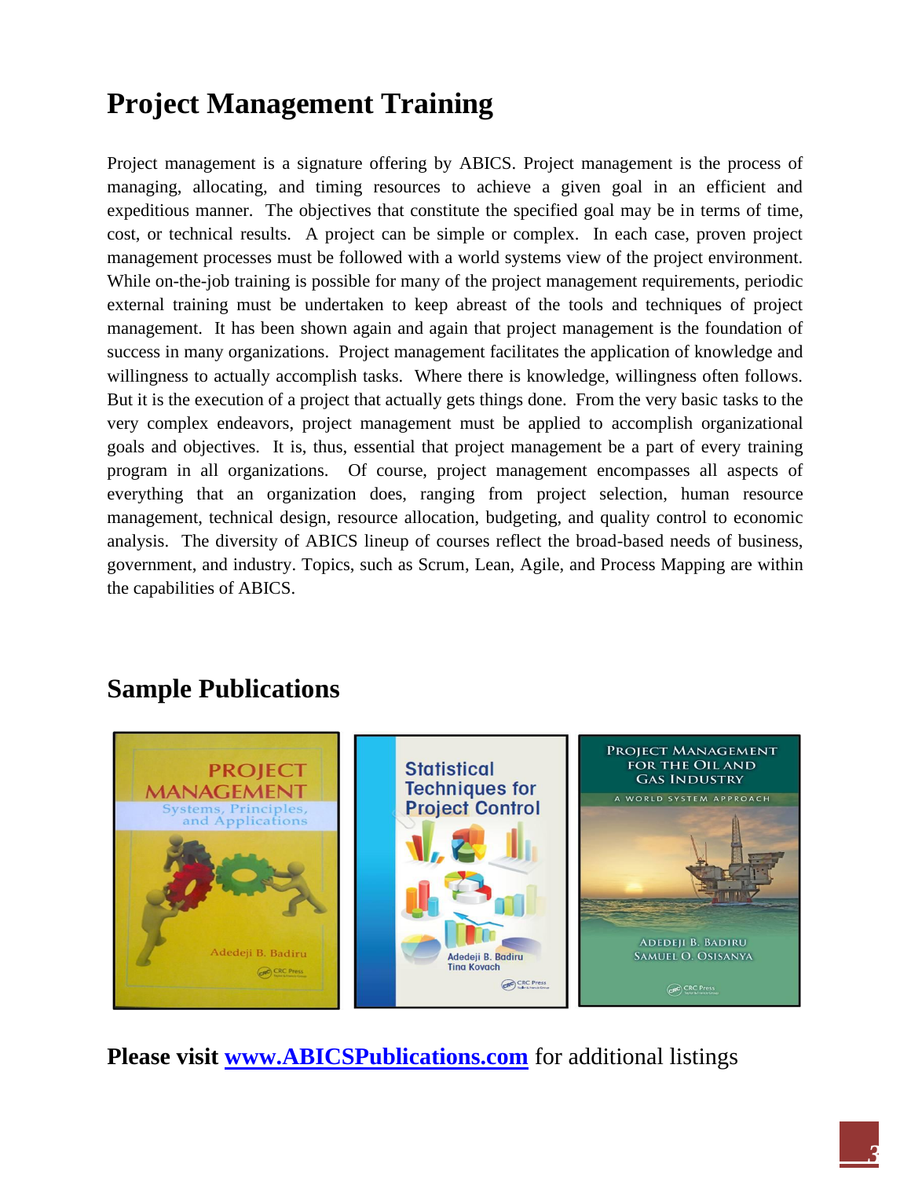# Project Management Training

Project management is a signature offering by ABICS. Project management is the process of managing, allocating, and timing resources to achieve a given goal in an efficient and expeditious manner. The objectives that constitute the specified goal may be in terms of time, cost, or technical results. A project can be simple or complex. In each case, proven project management processes must be followed with a world systems view of the project environment. While on-the-job training is possible for many of the project management requirements, periodic external training must be undertaken to keep abreast of the tools and techniques of project management. It has been shown again and again that project management is the foundation of success in many organizations. Project management facilitates the application of knowledge and willingness to actually accomplish tasks. Where there is knowledge, willingness often follows. But it is the execution of a project that actually gets things done. From the very basic tasks to the very complex endeavors, project management must be applied to accomplish organizational goals and objectives. It is, thus, essential that project management be a part of every training program in all organizations. Of course, project management encompasses all aspects of everything that an organization does, ranging from project selection, human resource management, technical design, resource allocation, budgeting, and quality control to economic analysis. The diversity of ABICS lineup of courses reflect the broad-based needs of business, government, and industry. Topics, such as Scrum, Lean, Agile, and Process Mapping are within the capabilities of ABICS.

## Sample Publications

**Please visit [www.ABICSPublications.com](http://www.ABICSPublications.com)** for additional listings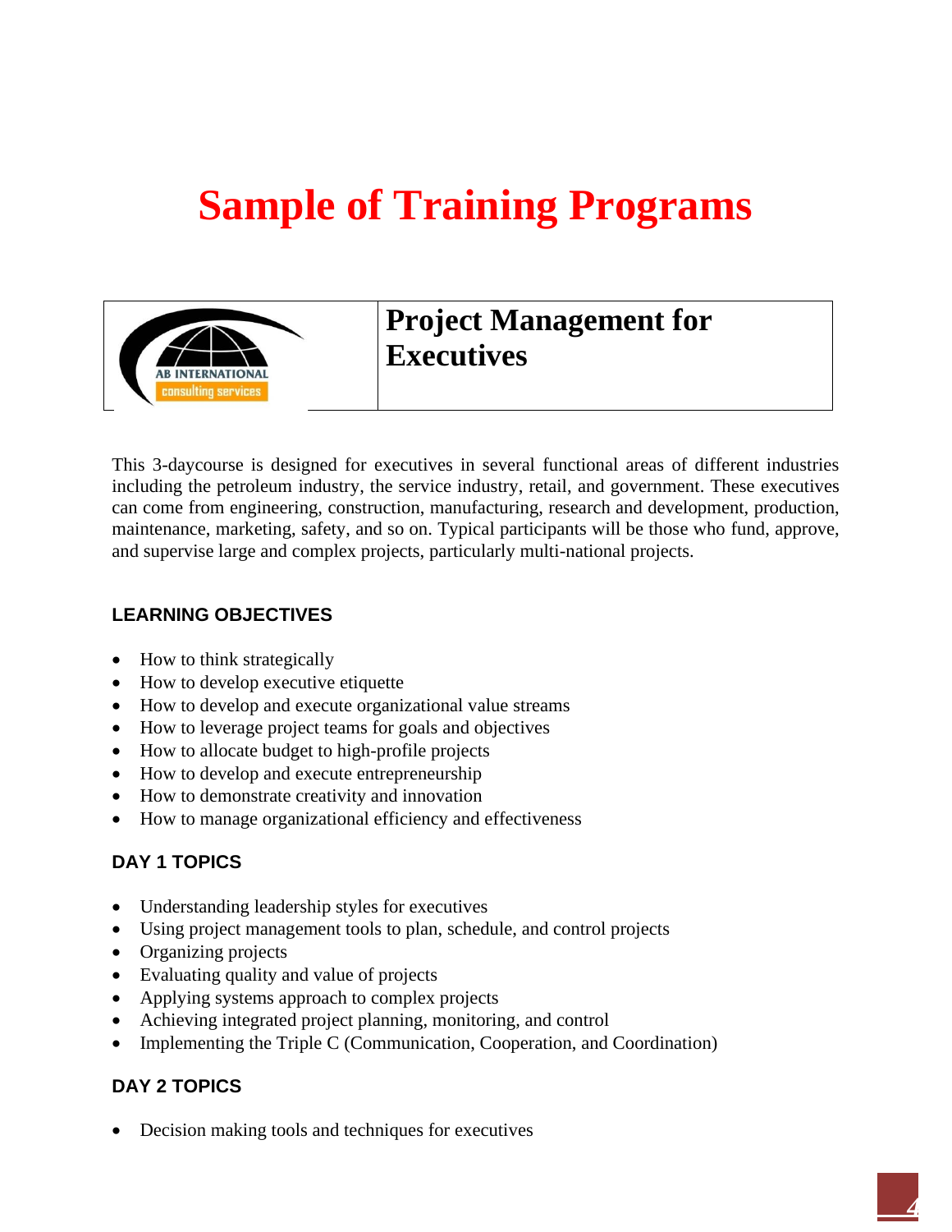# Sample of Training Programs

| AB INTERNATIONAL consulting services | **Project Management for Executives** |
|---|---|

This 3-daycourse is designed for executives in several functional areas of different industries including the petroleum industry, the service industry, retail, and government. These executives can come from engineering, construction, manufacturing, research and development, production, maintenance, marketing, safety, and so on. Typical participants will be those who fund, approve, and supervise large and complex projects, particularly multi-national projects.

### LEARNING OBJECTIVES

- How to think strategically
- How to develop executive etiquette
- How to develop and execute organizational value streams
- How to leverage project teams for goals and objectives
- How to allocate budget to high-profile projects
- How to develop and execute entrepreneurship
- How to demonstrate creativity and innovation
- How to manage organizational efficiency and effectiveness

### DAY 1 TOPICS

- Understanding leadership styles for executives
- Using project management tools to plan, schedule, and control projects
- Organizing projects
- Evaluating quality and value of projects
- Applying systems approach to complex projects
- Achieving integrated project planning, monitoring, and control
- Implementing the Triple C (Communication, Cooperation, and Coordination)

### DAY 2 TOPICS

- Decision making tools and techniques for executives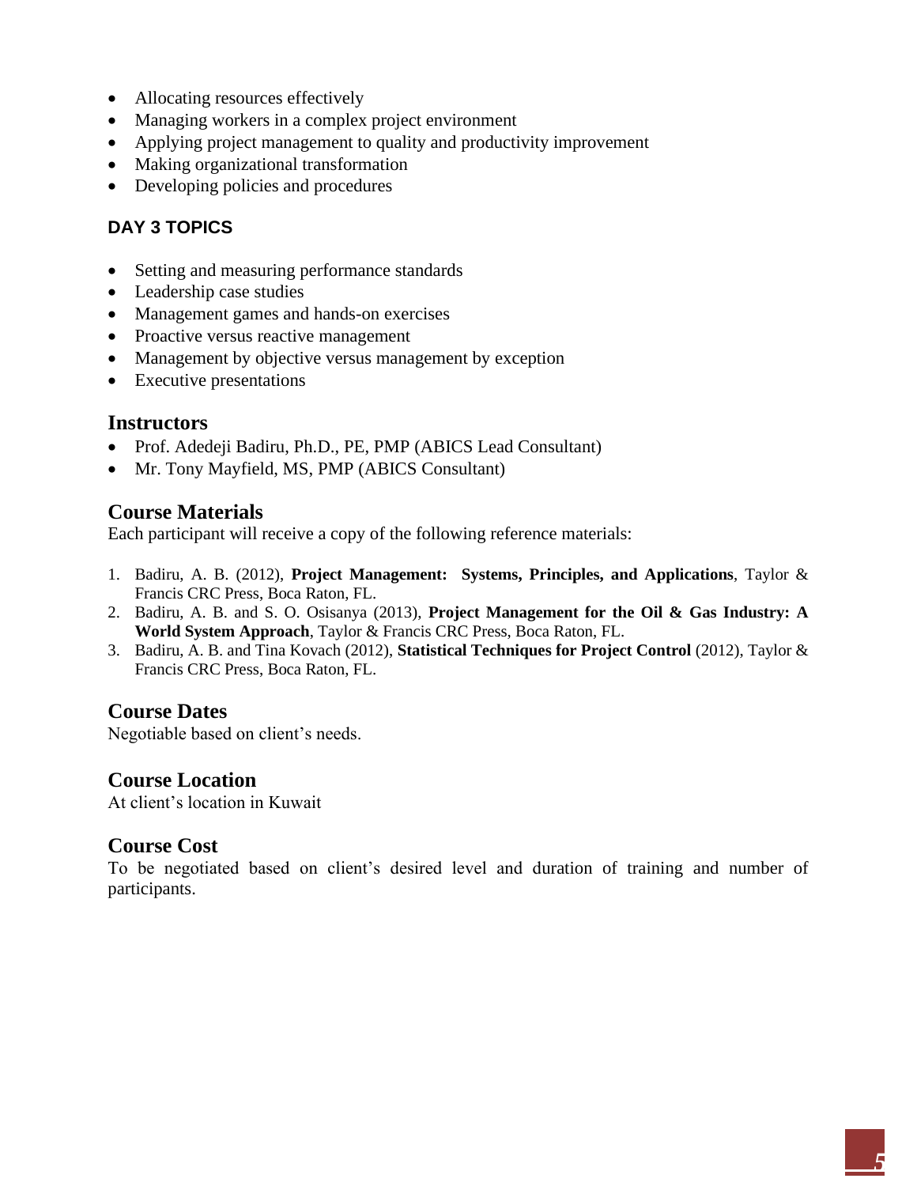- Allocating resources effectively
- Managing workers in a complex project environment
- Applying project management to quality and productivity improvement
- Making organizational transformation
- Developing policies and procedures

### DAY 3 TOPICS

- Setting and measuring performance standards
- Leadership case studies
- Management games and hands-on exercises
- Proactive versus reactive management
- Management by objective versus management by exception
- Executive presentations

## Instructors

- Prof. Adedeji Badiru, Ph.D., PE, PMP (ABICS Lead Consultant)
- Mr. Tony Mayfield, MS, PMP (ABICS Consultant)

## Course Materials

Each participant will receive a copy of the following reference materials:

1. Badiru, A. B. (2012), **Project Management: Systems, Principles, and Applications**, Taylor & Francis CRC Press, Boca Raton, FL.
2. Badiru, A. B. and S. O. Osisanya (2013), **Project Management for the Oil & Gas Industry: A World System Approach**, Taylor & Francis CRC Press, Boca Raton, FL.
3. Badiru, A. B. and Tina Kovach (2012), **Statistical Techniques for Project Control** (2012), Taylor & Francis CRC Press, Boca Raton, FL.

## Course Dates

Negotiable based on client's needs.

## Course Location

At client's location in Kuwait

## Course Cost

To be negotiated based on client's desired level and duration of training and number of participants.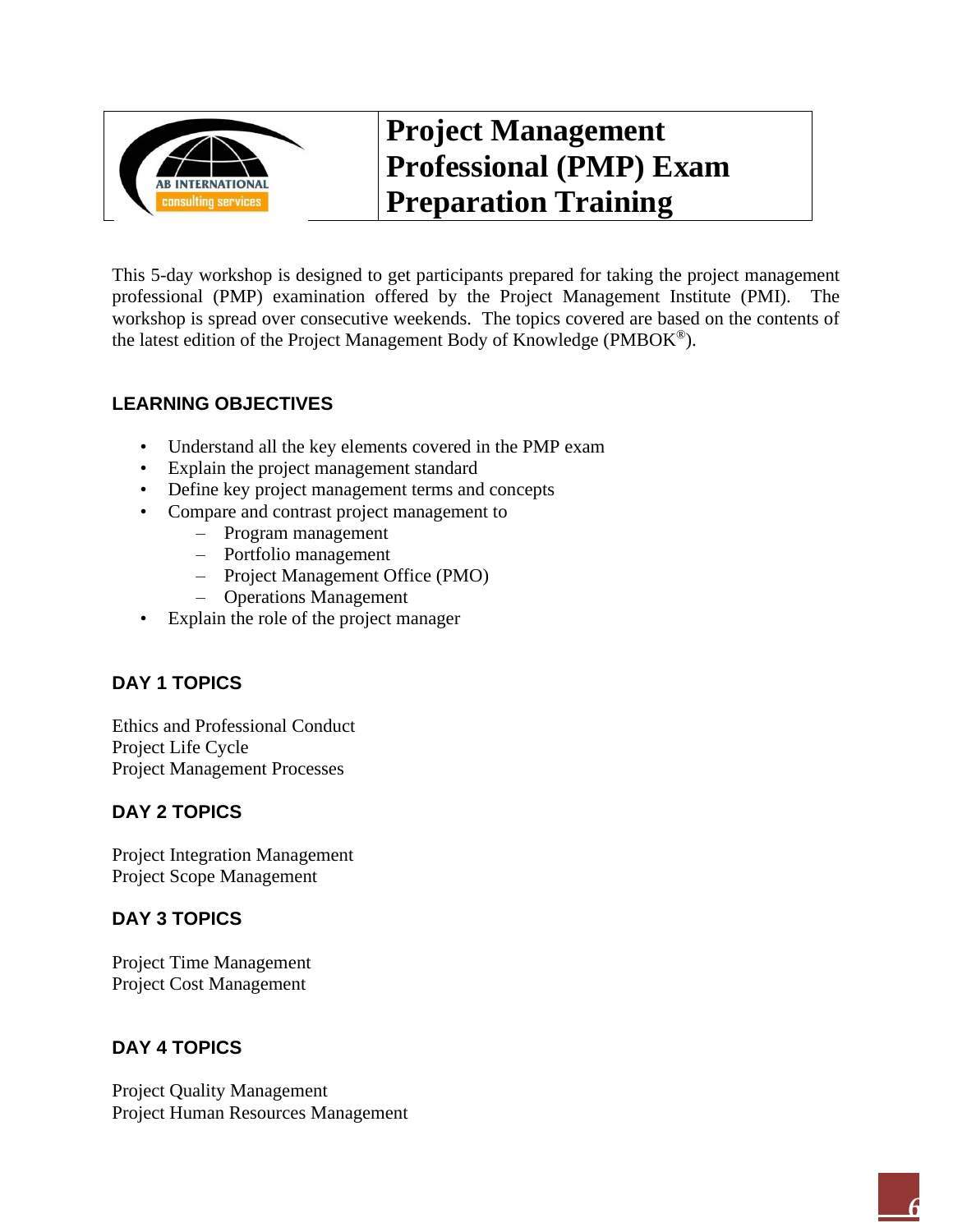# Project Management Professional (PMP) Exam Preparation Training

This 5-day workshop is designed to get participants prepared for taking the project management professional (PMP) examination offered by the Project Management Institute (PMI). The workshop is spread over consecutive weekends. The topics covered are based on the contents of the latest edition of the Project Management Body of Knowledge (PMBOK®).

## LEARNING OBJECTIVES

- Understand all the key elements covered in the PMP exam
- Explain the project management standard
- Define key project management terms and concepts
- Compare and contrast project management to
  - Program management
  - Portfolio management
  - Project Management Office (PMO)
  - Operations Management
- Explain the role of the project manager

## DAY 1 TOPICS

Ethics and Professional Conduct
Project Life Cycle
Project Management Processes

## DAY 2 TOPICS

Project Integration Management
Project Scope Management

## DAY 3 TOPICS

Project Time Management
Project Cost Management

## DAY 4 TOPICS

Project Quality Management
Project Human Resources Management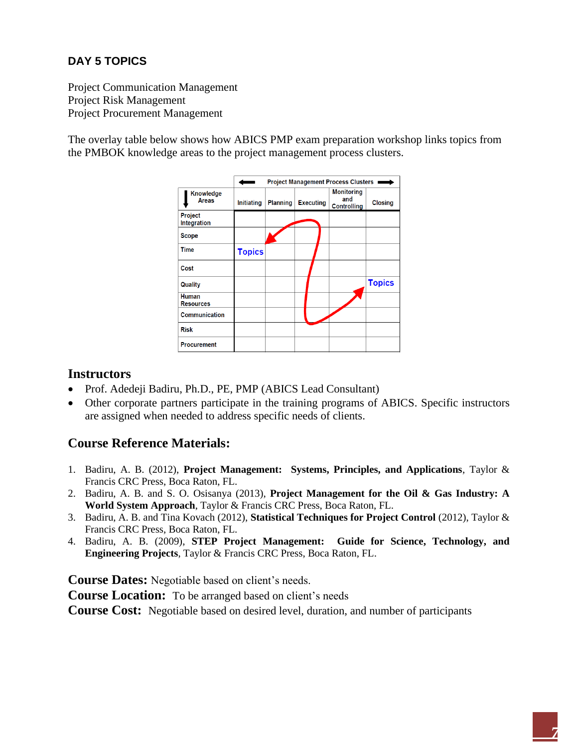**DAY 5 TOPICS**

Project Communication Management
Project Risk Management
Project Procurement Management

The overlay table below shows how ABICS PMP exam preparation workshop links topics from the PMBOK knowledge areas to the project management process clusters.

| Knowledge Areas | Project Management Process Clusters | | | | |
|---|---|---|---|---|---|
| | Initiating | Planning | Executing | Monitoring and Controlling | Closing |
| Project Integration | | | | | |
| Scope | | | | | |
| Time | Topics | | | | |
| Cost | | | | | |
| Quality | | | | | Topics |
| Human Resources | | | | | |
| Communication | | | | | |
| Risk | | | | | |
| Procurement | | | | | |

## Instructors

- Prof. Adedeji Badiru, Ph.D., PE, PMP (ABICS Lead Consultant)
- Other corporate partners participate in the training programs of ABICS. Specific instructors are assigned when needed to address specific needs of clients.

## Course Reference Materials:

1. Badiru, A. B. (2012), **Project Management: Systems, Principles, and Applications**, Taylor & Francis CRC Press, Boca Raton, FL.
2. Badiru, A. B. and S. O. Osisanya (2013), **Project Management for the Oil & Gas Industry: A World System Approach**, Taylor & Francis CRC Press, Boca Raton, FL.
3. Badiru, A. B. and Tina Kovach (2012), **Statistical Techniques for Project Control** (2012), Taylor & Francis CRC Press, Boca Raton, FL.
4. Badiru, A. B. (2009), **STEP Project Management: Guide for Science, Technology, and Engineering Projects**, Taylor & Francis CRC Press, Boca Raton, FL.

**Course Dates:** Negotiable based on client's needs.
**Course Location:** To be arranged based on client's needs
**Course Cost:** Negotiable based on desired level, duration, and number of participants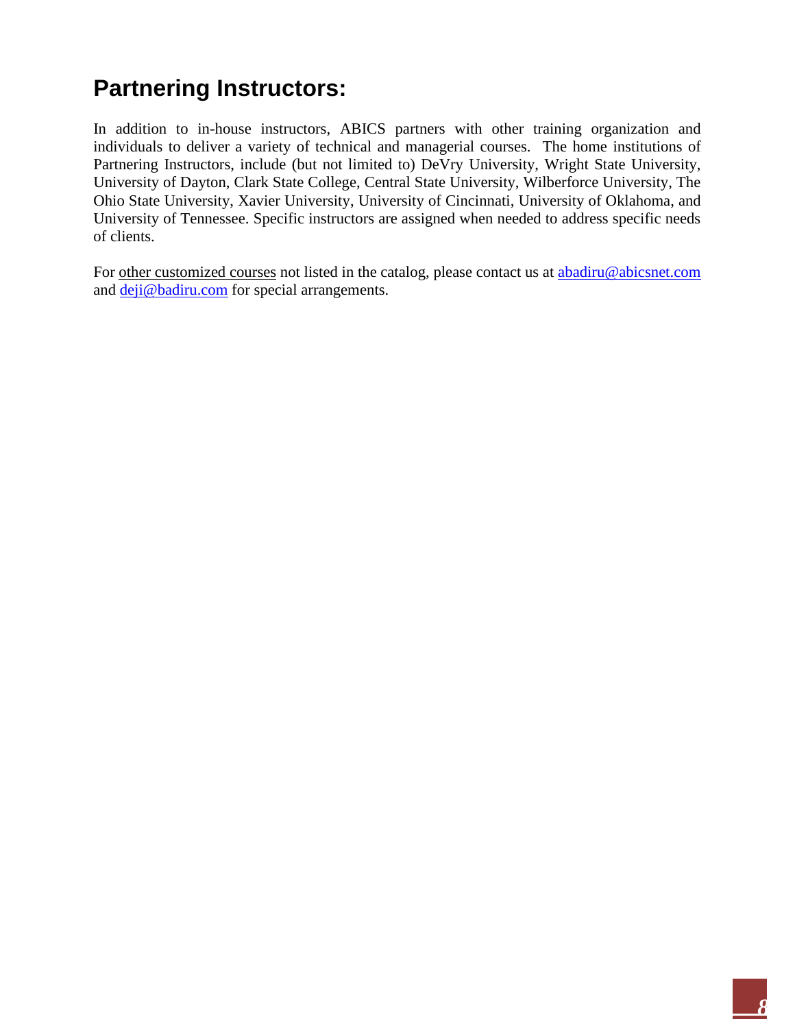# Partnering Instructors:

In addition to in-house instructors, ABICS partners with other training organization and individuals to deliver a variety of technical and managerial courses. The home institutions of Partnering Instructors, include (but not limited to) DeVry University, Wright State University, University of Dayton, Clark State College, Central State University, Wilberforce University, The Ohio State University, Xavier University, University of Cincinnati, University of Oklahoma, and University of Tennessee. Specific instructors are assigned when needed to address specific needs of clients.

For other customized courses not listed in the catalog, please contact us at abadiru@abicsnet.com and deji@badiru.com for special arrangements.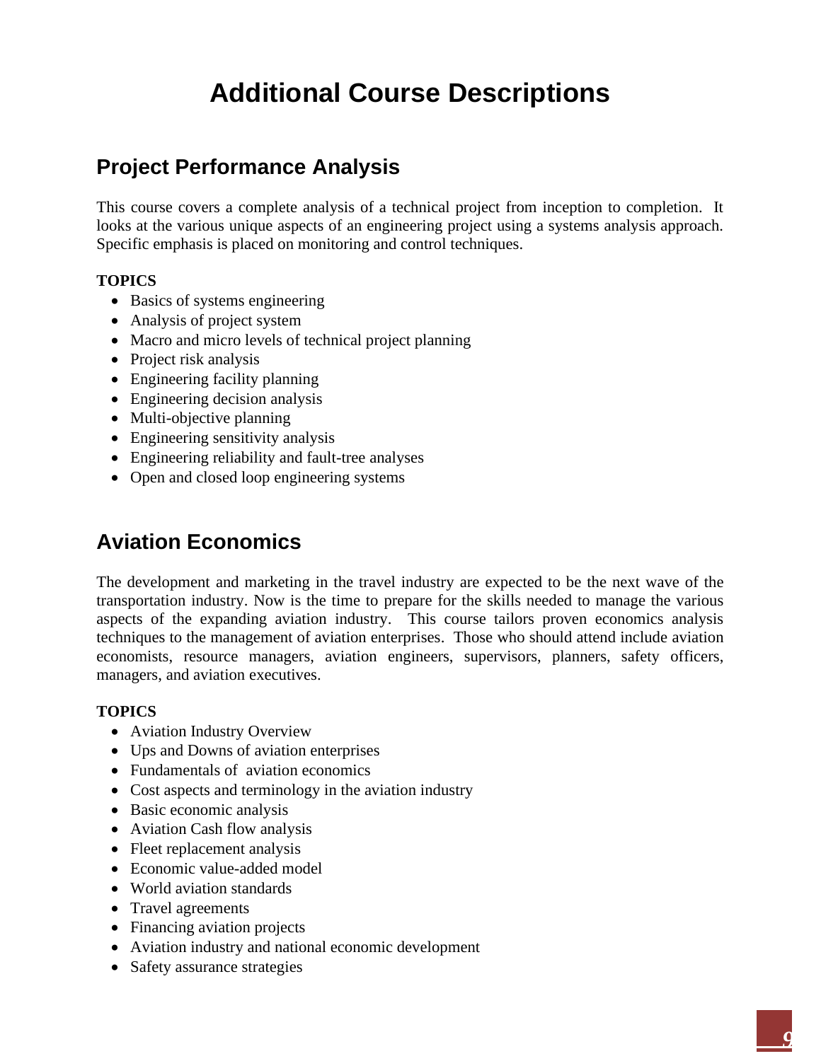# Additional Course Descriptions

## Project Performance Analysis

This course covers a complete analysis of a technical project from inception to completion. It looks at the various unique aspects of an engineering project using a systems analysis approach. Specific emphasis is placed on monitoring and control techniques.

**TOPICS**

- Basics of systems engineering
- Analysis of project system
- Macro and micro levels of technical project planning
- Project risk analysis
- Engineering facility planning
- Engineering decision analysis
- Multi-objective planning
- Engineering sensitivity analysis
- Engineering reliability and fault-tree analyses
- Open and closed loop engineering systems

## Aviation Economics

The development and marketing in the travel industry are expected to be the next wave of the transportation industry. Now is the time to prepare for the skills needed to manage the various aspects of the expanding aviation industry. This course tailors proven economics analysis techniques to the management of aviation enterprises. Those who should attend include aviation economists, resource managers, aviation engineers, supervisors, planners, safety officers, managers, and aviation executives.

**TOPICS**

- Aviation Industry Overview
- Ups and Downs of aviation enterprises
- Fundamentals of aviation economics
- Cost aspects and terminology in the aviation industry
- Basic economic analysis
- Aviation Cash flow analysis
- Fleet replacement analysis
- Economic value-added model
- World aviation standards
- Travel agreements
- Financing aviation projects
- Aviation industry and national economic development
- Safety assurance strategies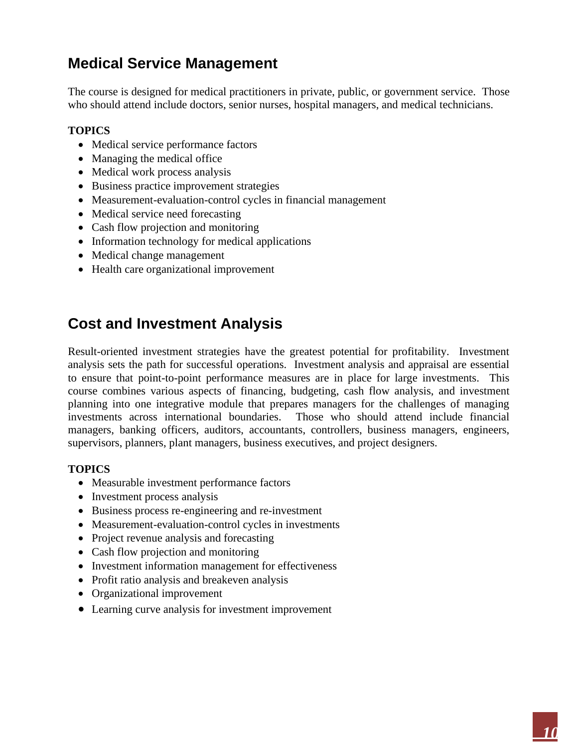## Medical Service Management

The course is designed for medical practitioners in private, public, or government service. Those who should attend include doctors, senior nurses, hospital managers, and medical technicians.

**TOPICS**

- Medical service performance factors
- Managing the medical office
- Medical work process analysis
- Business practice improvement strategies
- Measurement-evaluation-control cycles in financial management
- Medical service need forecasting
- Cash flow projection and monitoring
- Information technology for medical applications
- Medical change management
- Health care organizational improvement

## Cost and Investment Analysis

Result-oriented investment strategies have the greatest potential for profitability. Investment analysis sets the path for successful operations. Investment analysis and appraisal are essential to ensure that point-to-point performance measures are in place for large investments. This course combines various aspects of financing, budgeting, cash flow analysis, and investment planning into one integrative module that prepares managers for the challenges of managing investments across international boundaries. Those who should attend include financial managers, banking officers, auditors, accountants, controllers, business managers, engineers, supervisors, planners, plant managers, business executives, and project designers.

**TOPICS**

- Measurable investment performance factors
- Investment process analysis
- Business process re-engineering and re-investment
- Measurement-evaluation-control cycles in investments
- Project revenue analysis and forecasting
- Cash flow projection and monitoring
- Investment information management for effectiveness
- Profit ratio analysis and breakeven analysis
- Organizational improvement
- Learning curve analysis for investment improvement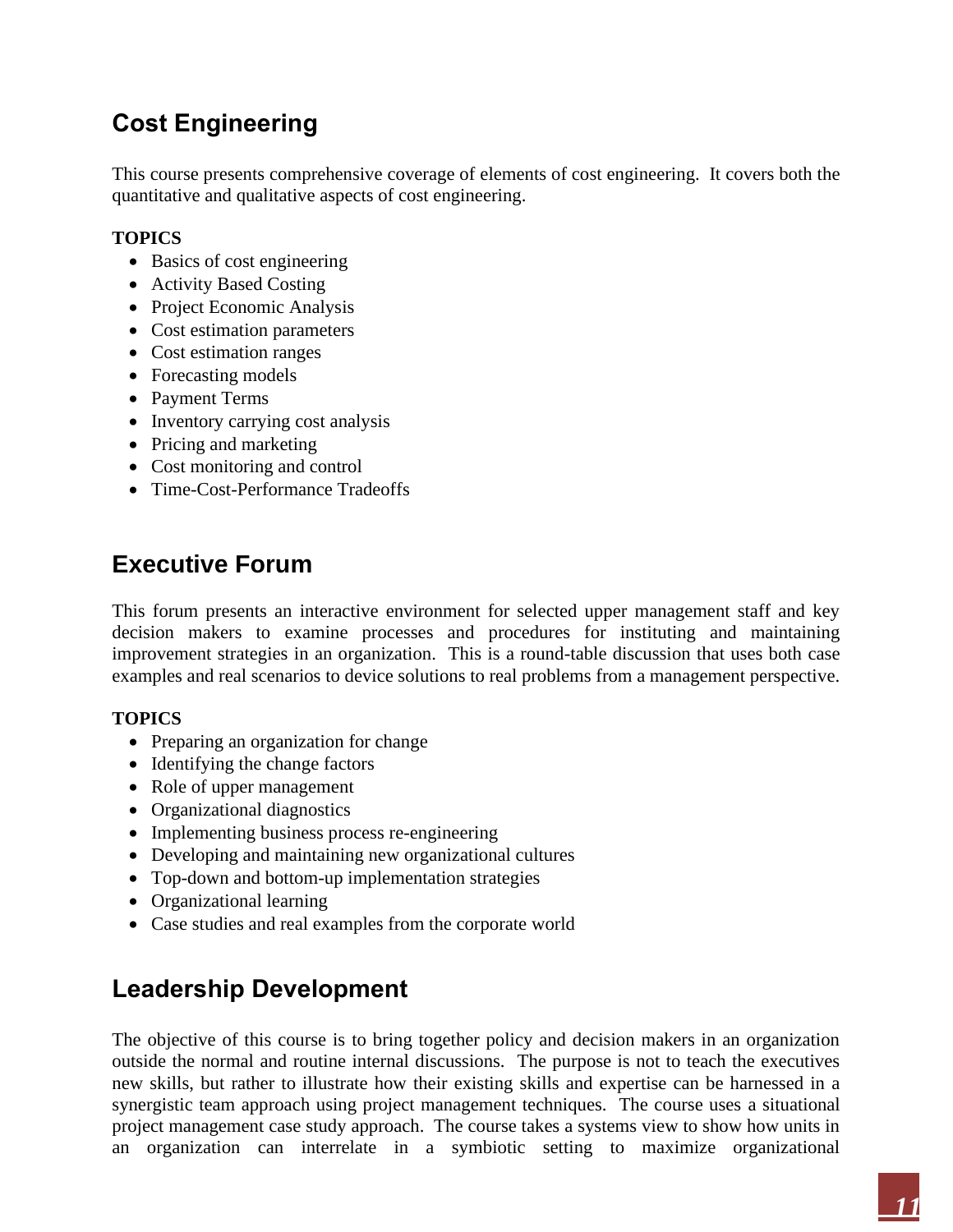## Cost Engineering

This course presents comprehensive coverage of elements of cost engineering. It covers both the quantitative and qualitative aspects of cost engineering.

**TOPICS**

- Basics of cost engineering
- Activity Based Costing
- Project Economic Analysis
- Cost estimation parameters
- Cost estimation ranges
- Forecasting models
- Payment Terms
- Inventory carrying cost analysis
- Pricing and marketing
- Cost monitoring and control
- Time-Cost-Performance Tradeoffs

## Executive Forum

This forum presents an interactive environment for selected upper management staff and key decision makers to examine processes and procedures for instituting and maintaining improvement strategies in an organization. This is a round-table discussion that uses both case examples and real scenarios to device solutions to real problems from a management perspective.

**TOPICS**

- Preparing an organization for change
- Identifying the change factors
- Role of upper management
- Organizational diagnostics
- Implementing business process re-engineering
- Developing and maintaining new organizational cultures
- Top-down and bottom-up implementation strategies
- Organizational learning
- Case studies and real examples from the corporate world

## Leadership Development

The objective of this course is to bring together policy and decision makers in an organization outside the normal and routine internal discussions. The purpose is not to teach the executives new skills, but rather to illustrate how their existing skills and expertise can be harnessed in a synergistic team approach using project management techniques. The course uses a situational project management case study approach. The course takes a systems view to show how units in an organization can interrelate in a symbiotic setting to maximize organizational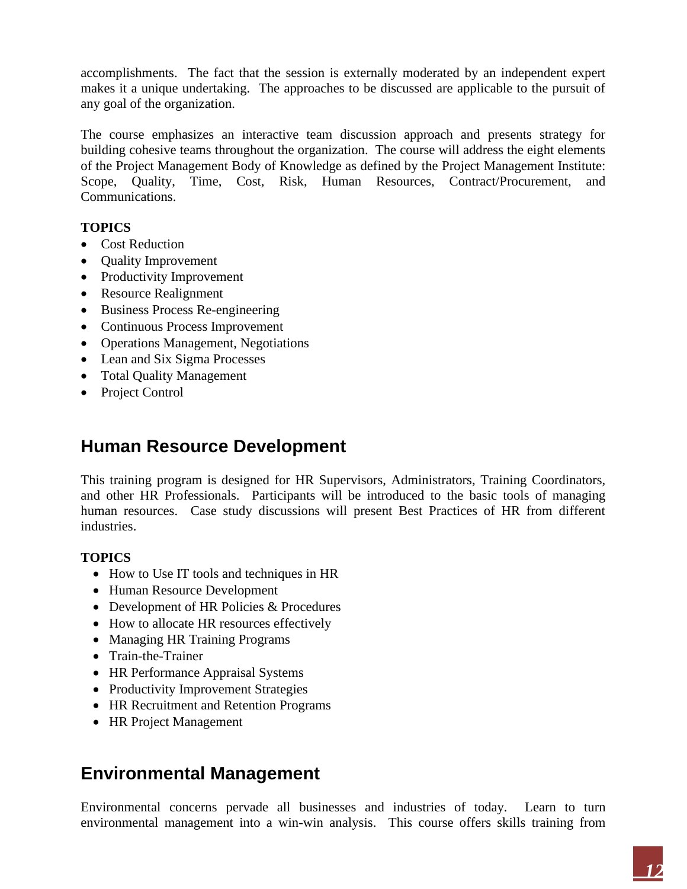accomplishments. The fact that the session is externally moderated by an independent expert makes it a unique undertaking. The approaches to be discussed are applicable to the pursuit of any goal of the organization.

The course emphasizes an interactive team discussion approach and presents strategy for building cohesive teams throughout the organization. The course will address the eight elements of the Project Management Body of Knowledge as defined by the Project Management Institute: Scope, Quality, Time, Cost, Risk, Human Resources, Contract/Procurement, and Communications.

**TOPICS**

- Cost Reduction
- Quality Improvement
- Productivity Improvement
- Resource Realignment
- Business Process Re-engineering
- Continuous Process Improvement
- Operations Management, Negotiations
- Lean and Six Sigma Processes
- Total Quality Management
- Project Control

## Human Resource Development

This training program is designed for HR Supervisors, Administrators, Training Coordinators, and other HR Professionals. Participants will be introduced to the basic tools of managing human resources. Case study discussions will present Best Practices of HR from different industries.

**TOPICS**

- How to Use IT tools and techniques in HR
- Human Resource Development
- Development of HR Policies & Procedures
- How to allocate HR resources effectively
- Managing HR Training Programs
- Train-the-Trainer
- HR Performance Appraisal Systems
- Productivity Improvement Strategies
- HR Recruitment and Retention Programs
- HR Project Management

## Environmental Management

Environmental concerns pervade all businesses and industries of today. Learn to turn environmental management into a win-win analysis. This course offers skills training from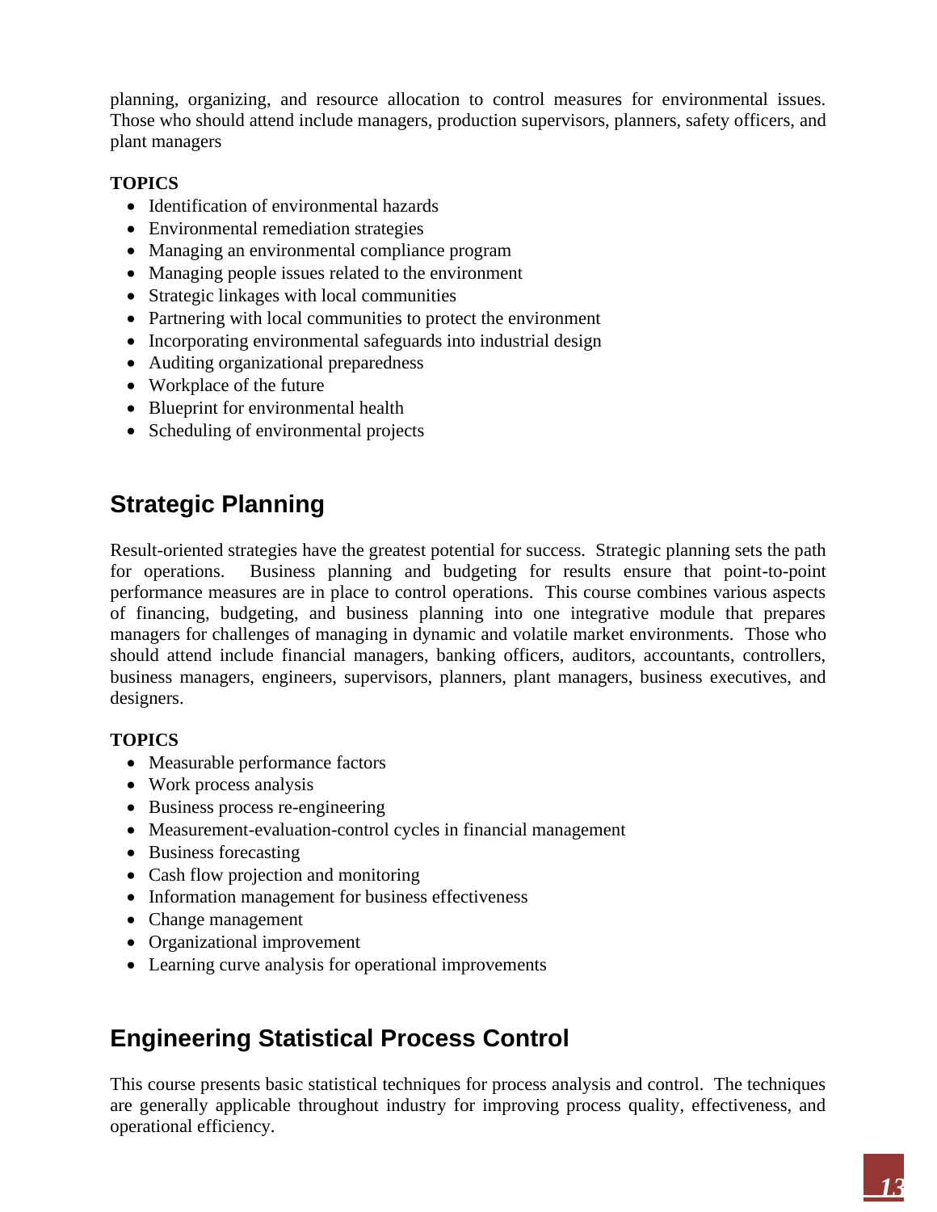planning, organizing, and resource allocation to control measures for environmental issues. Those who should attend include managers, production supervisors, planners, safety officers, and plant managers

**TOPICS**

- Identification of environmental hazards
- Environmental remediation strategies
- Managing an environmental compliance program
- Managing people issues related to the environment
- Strategic linkages with local communities
- Partnering with local communities to protect the environment
- Incorporating environmental safeguards into industrial design
- Auditing organizational preparedness
- Workplace of the future
- Blueprint for environmental health
- Scheduling of environmental projects

## Strategic Planning

Result-oriented strategies have the greatest potential for success. Strategic planning sets the path for operations. Business planning and budgeting for results ensure that point-to-point performance measures are in place to control operations. This course combines various aspects of financing, budgeting, and business planning into one integrative module that prepares managers for challenges of managing in dynamic and volatile market environments. Those who should attend include financial managers, banking officers, auditors, accountants, controllers, business managers, engineers, supervisors, planners, plant managers, business executives, and designers.

**TOPICS**

- Measurable performance factors
- Work process analysis
- Business process re-engineering
- Measurement-evaluation-control cycles in financial management
- Business forecasting
- Cash flow projection and monitoring
- Information management for business effectiveness
- Change management
- Organizational improvement
- Learning curve analysis for operational improvements

## Engineering Statistical Process Control

This course presents basic statistical techniques for process analysis and control. The techniques are generally applicable throughout industry for improving process quality, effectiveness, and operational efficiency.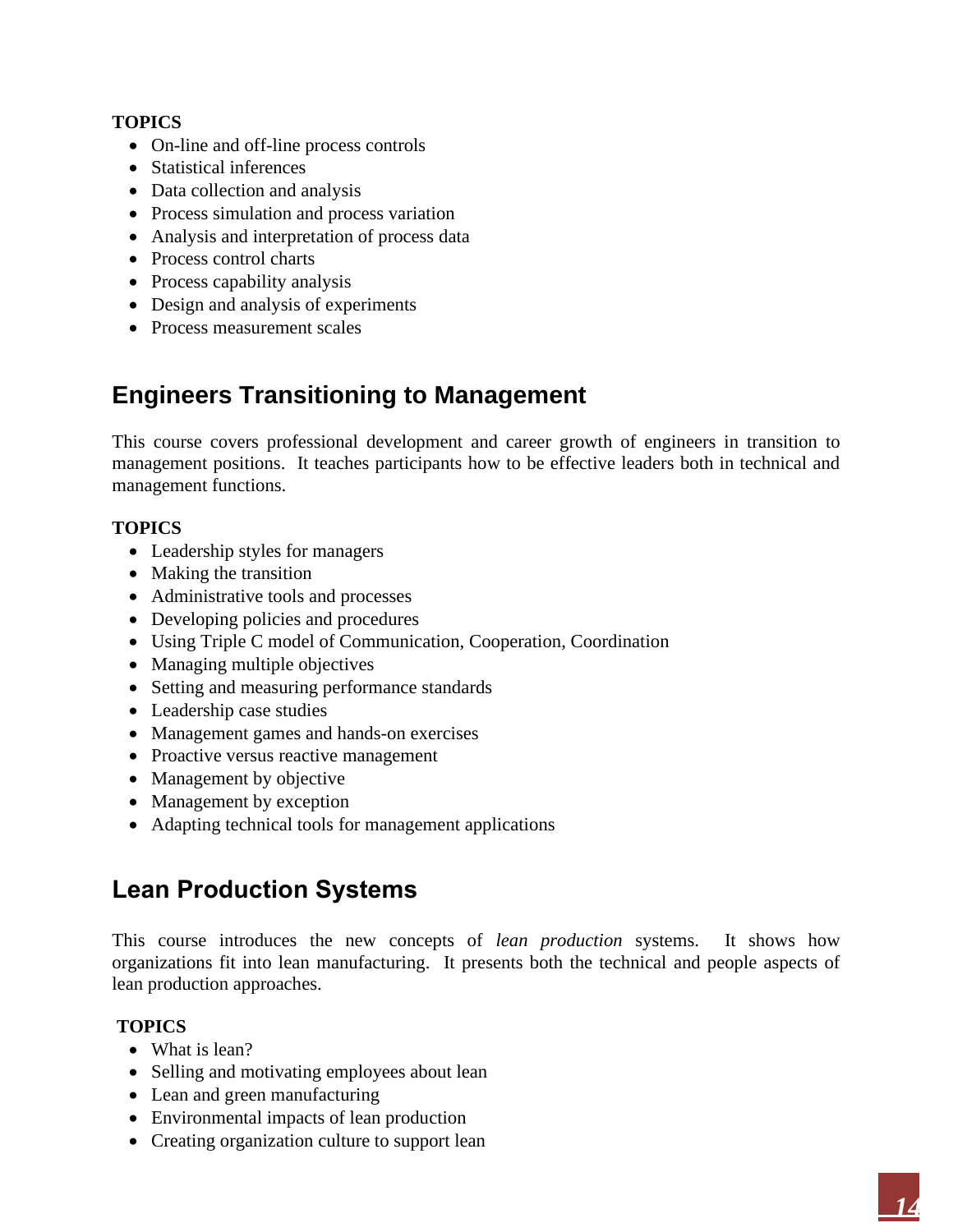**TOPICS**

- On-line and off-line process controls
- Statistical inferences
- Data collection and analysis
- Process simulation and process variation
- Analysis and interpretation of process data
- Process control charts
- Process capability analysis
- Design and analysis of experiments
- Process measurement scales

## Engineers Transitioning to Management

This course covers professional development and career growth of engineers in transition to management positions. It teaches participants how to be effective leaders both in technical and management functions.

**TOPICS**

- Leadership styles for managers
- Making the transition
- Administrative tools and processes
- Developing policies and procedures
- Using Triple C model of Communication, Cooperation, Coordination
- Managing multiple objectives
- Setting and measuring performance standards
- Leadership case studies
- Management games and hands-on exercises
- Proactive versus reactive management
- Management by objective
- Management by exception
- Adapting technical tools for management applications

## Lean Production Systems

This course introduces the new concepts of *lean production* systems. It shows how organizations fit into lean manufacturing. It presents both the technical and people aspects of lean production approaches.

**TOPICS**

- What is lean?
- Selling and motivating employees about lean
- Lean and green manufacturing
- Environmental impacts of lean production
- Creating organization culture to support lean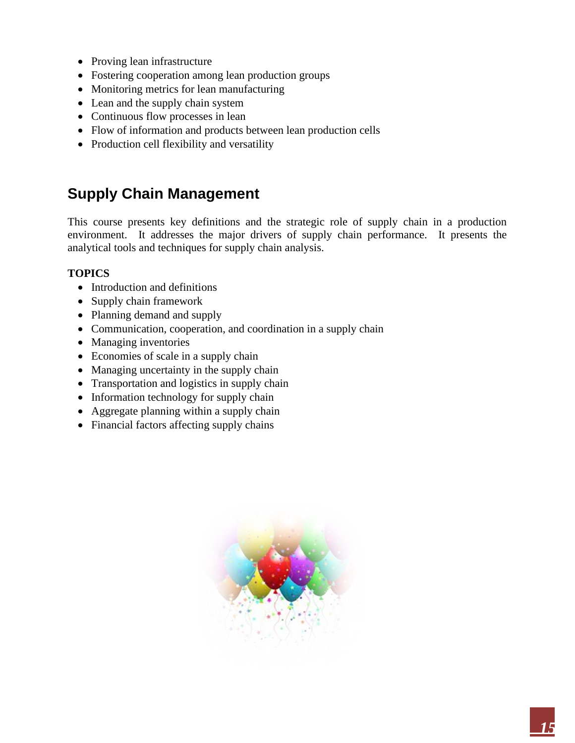- Proving lean infrastructure
- Fostering cooperation among lean production groups
- Monitoring metrics for lean manufacturing
- Lean and the supply chain system
- Continuous flow processes in lean
- Flow of information and products between lean production cells
- Production cell flexibility and versatility

## Supply Chain Management

This course presents key definitions and the strategic role of supply chain in a production environment. It addresses the major drivers of supply chain performance. It presents the analytical tools and techniques for supply chain analysis.

**TOPICS**

- Introduction and definitions
- Supply chain framework
- Planning demand and supply
- Communication, cooperation, and coordination in a supply chain
- Managing inventories
- Economies of scale in a supply chain
- Managing uncertainty in the supply chain
- Transportation and logistics in supply chain
- Information technology for supply chain
- Aggregate planning within a supply chain
- Financial factors affecting supply chains